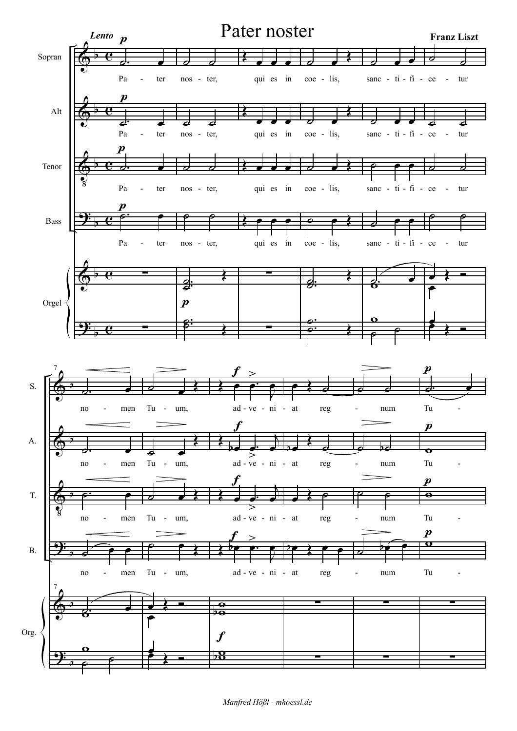# Pater noster

**Franz Liszt**

*Lento*

Sopran, Alt, Tenor, Bass:

Pa - ter nos - ter, qui es in coe - lis, sanc - ti - fi - ce - tur no - men Tu - um, ad - ve - ni - at reg - num Tu -

Orgel

*Manfred Hößl - mhoessl.de*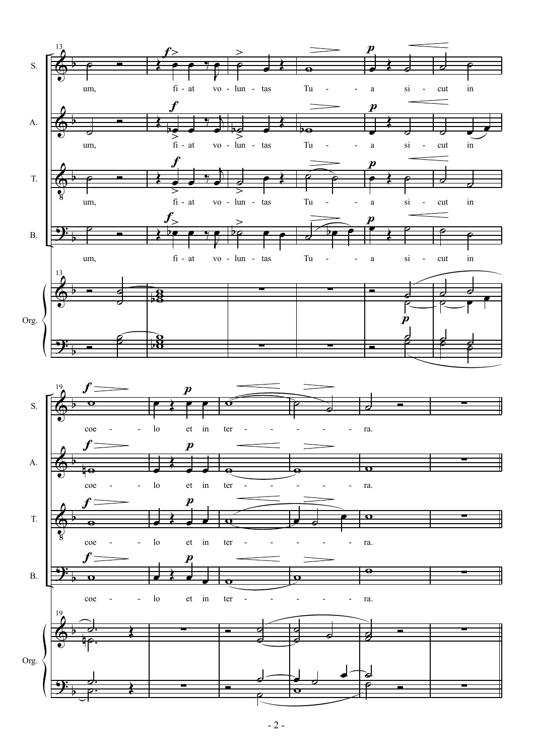S. A. T. B.

um, fi - at vo - lun - tas Tu - - a si - cut in

Org.

S. A. T. B.

coe - - lo et in ter - - - - - - ra.

Org.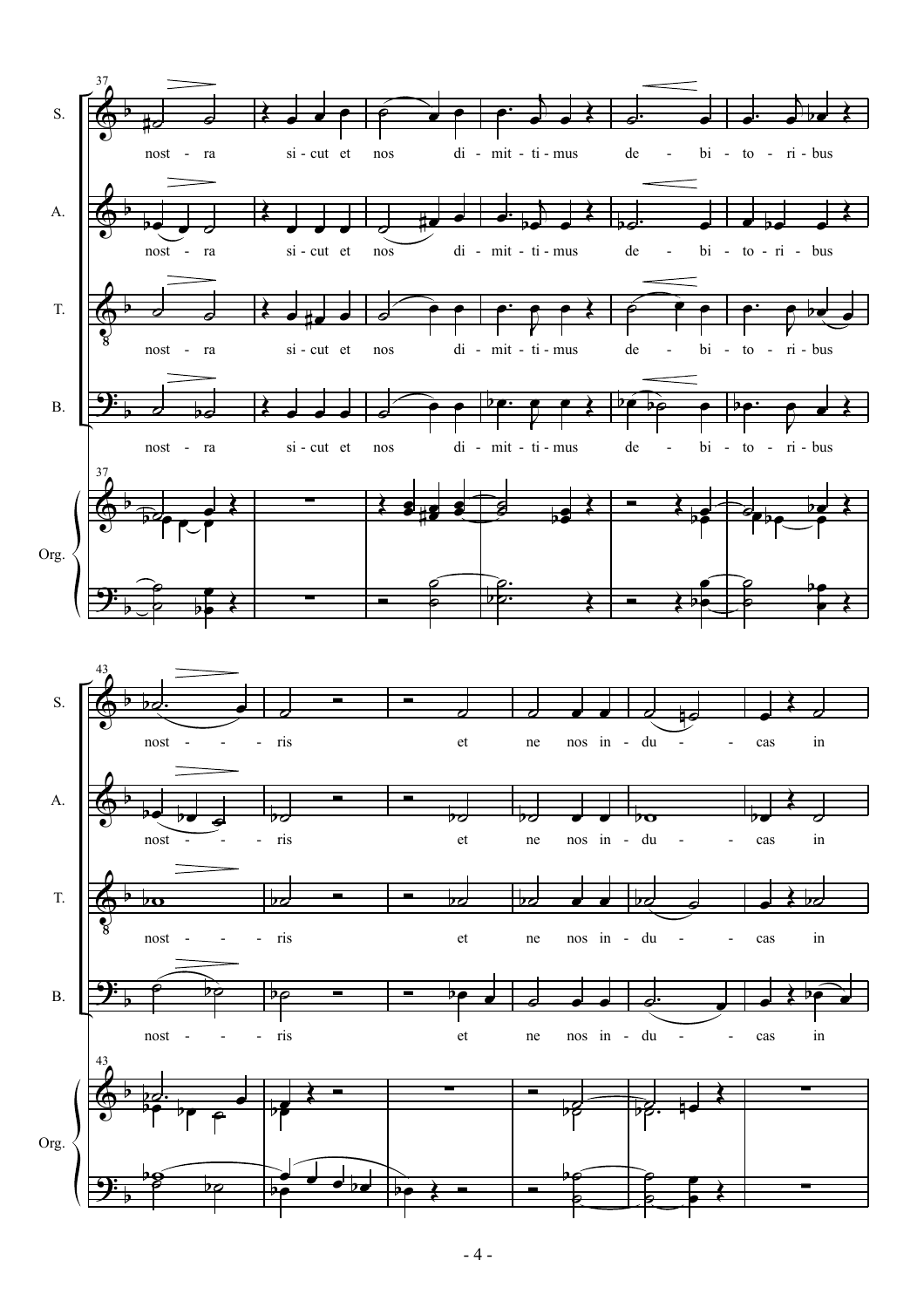37

S. nost - ra si - cut et nos di - mit - ti - mus de - bi - to - ri - bus

A. nost - ra si - cut et nos di - mit - ti - mus de - bi - to - ri - bus

T. nost - ra si - cut et nos di - mit - ti - mus de - bi - to - ri - bus

B. nost - ra si - cut et nos di - mit - ti - mus de - bi - to - ri - bus

Org.

43

S. nost - - - ris et ne nos in - du - - cas in

A. nost - - - ris et ne nos in - du - - cas in

T. nost - - - ris et ne nos in - du - - cas in

B. nost - - - ris et ne nos in - du - - cas in

Org.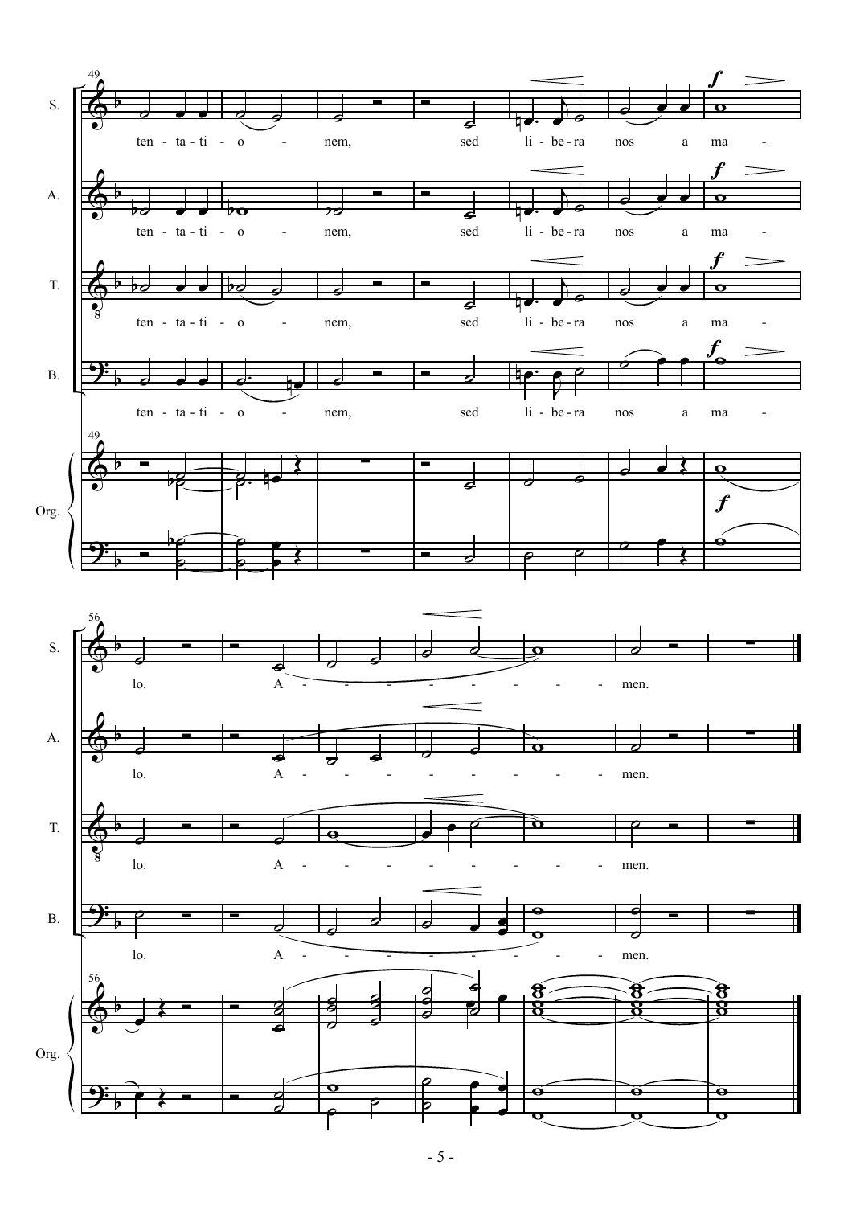S. ten - ta - ti - o - nem, sed li - be - ra nos a ma - lo. A - men.

A. ten - ta - ti - o - nem, sed li - be - ra nos a ma - lo. A - men.

T. ten - ta - ti - o - nem, sed li - be - ra nos a ma - lo. A - men.

B. ten - ta - ti - o - nem, sed li - be - ra nos a ma - lo. A - men.

Org.